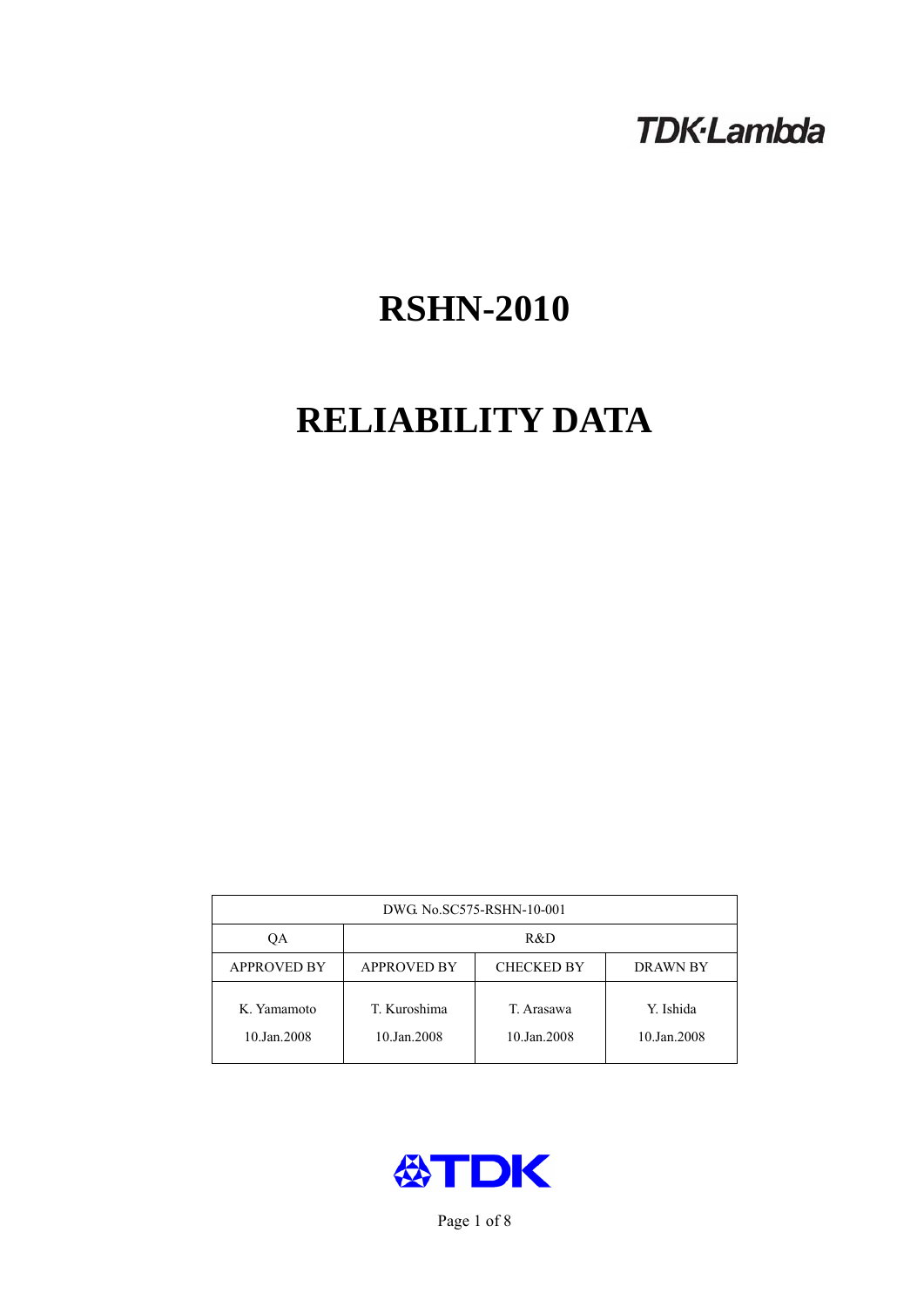TDK·Lambda

# RSHN-2010

# RELIABILITY DATA

| DWG. No.SC575-RSHN-10-001 | | | |
|---|---|---|---|
| QA | R&D | | |
| APPROVED BY | APPROVED BY | CHECKED BY | DRAWN BY |
| K. Yamamoto<br>10.Jan.2008 | T. Kuroshima<br>10.Jan.2008 | T. Arasawa<br>10.Jan.2008 | Y. Ishida<br>10.Jan.2008 |

TDK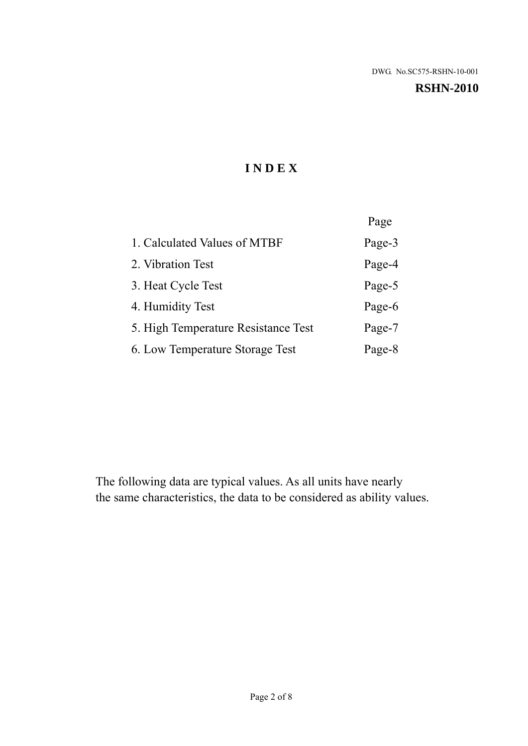DWG. No.SC575-RSHN-10-001

**RSHN-2010**

# INDEX

| | Page |
|---|---|
| 1. Calculated Values of MTBF | Page-3 |
| 2. Vibration Test | Page-4 |
| 3. Heat Cycle Test | Page-5 |
| 4. Humidity Test | Page-6 |
| 5. High Temperature Resistance Test | Page-7 |
| 6. Low Temperature Storage Test | Page-8 |

The following data are typical values. As all units have nearly the same characteristics, the data to be considered as ability values.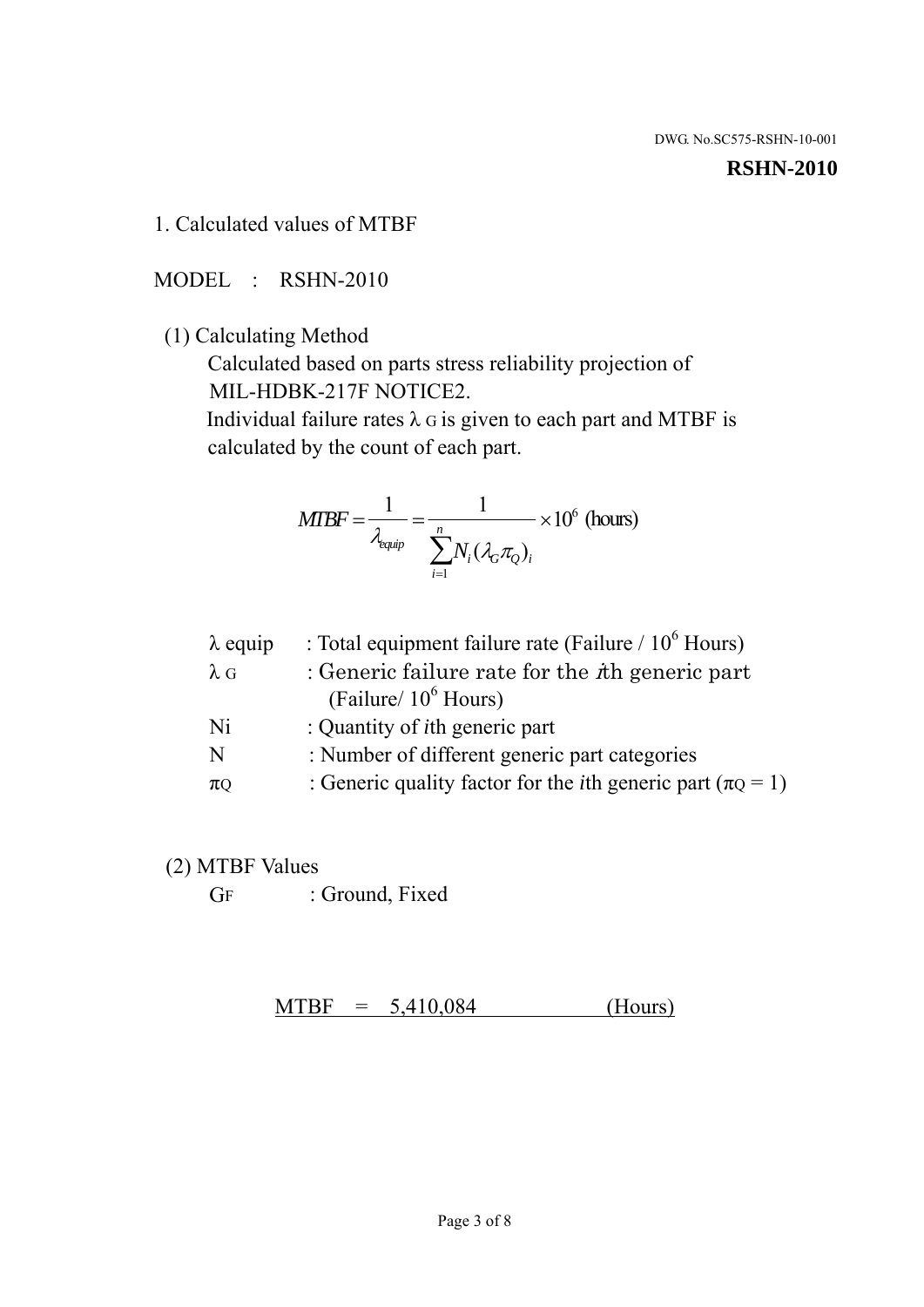DWG. No.SC575-RSHN-10-001

**RSHN-2010**

## 1. Calculated values of MTBF

MODEL : RSHN-2010

(1) Calculating Method

Calculated based on parts stress reliability projection of MIL-HDBK-217F NOTICE2.

Individual failure rates $\lambda_G$ is given to each part and MTBF is calculated by the count of each part.

$$MTBF = \frac{1}{\lambda_{equip}} = \frac{1}{\sum_{i=1}^{n} N_i (\lambda_G \pi_Q)_i} \times 10^6 \text{ (hours)}$$

| | |
|---|---|
| $\lambda$ equip | : Total equipment failure rate (Failure / $10^6$ Hours) |
| $\lambda_G$ | : Generic failure rate for the $i$th generic part (Failure/ $10^6$ Hours) |
| Ni | : Quantity of $i$th generic part |
| N | : Number of different generic part categories |
| $\pi_Q$ | : Generic quality factor for the $i$th generic part ($\pi_Q = 1$) |

(2) MTBF Values

$G_F$ : Ground, Fixed

MTBF = 5,410,084 (Hours)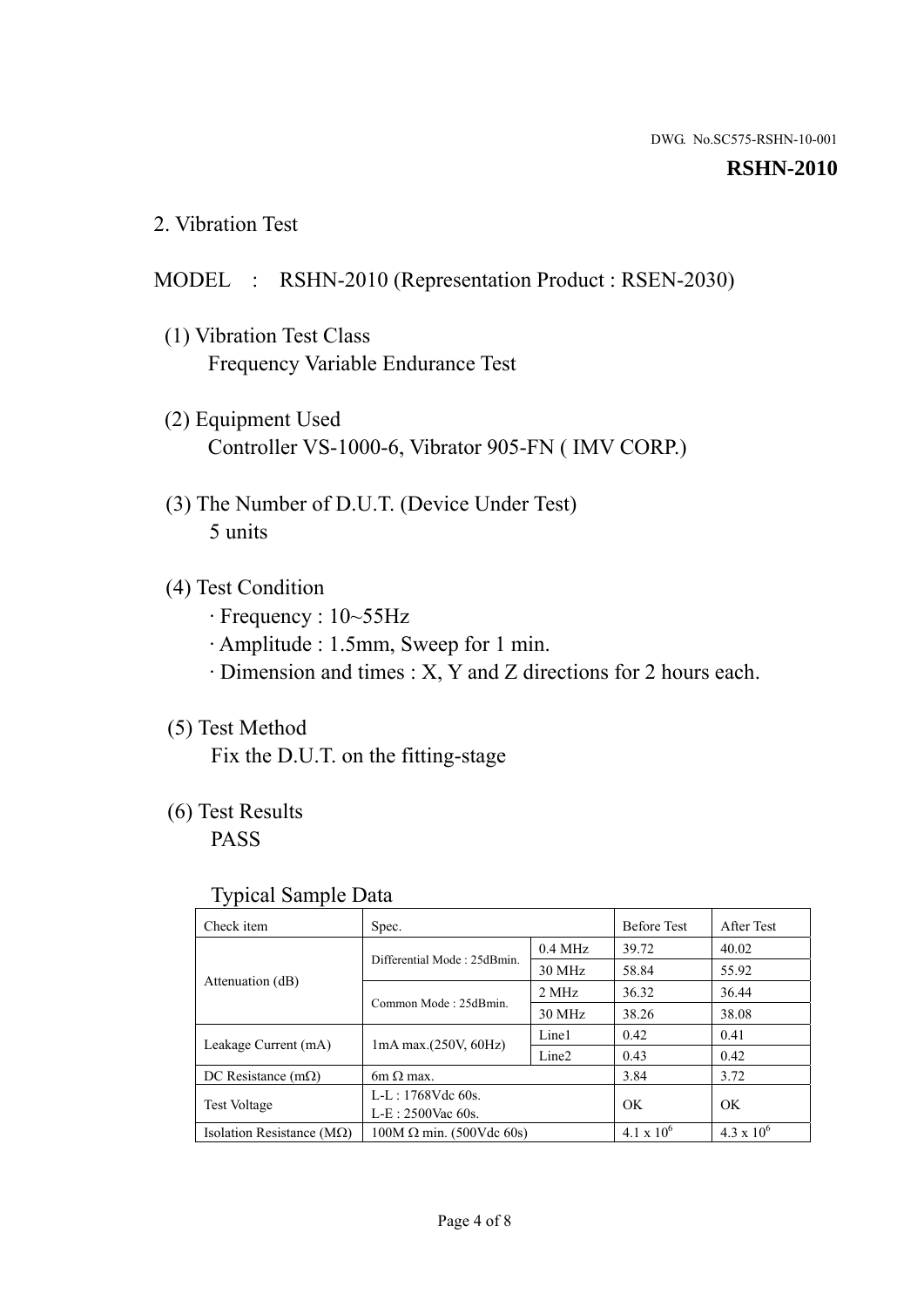DWG. No.SC575-RSHN-10-001

**RSHN-2010**

## 2. Vibration Test

MODEL : RSHN-2010 (Representation Product : RSEN-2030)

(1) Vibration Test Class
Frequency Variable Endurance Test

(2) Equipment Used
Controller VS-1000-6, Vibrator 905-FN ( IMV CORP.)

(3) The Number of D.U.T. (Device Under Test)
5 units

(4) Test Condition
· Frequency : 10~55Hz
· Amplitude : 1.5mm, Sweep for 1 min.
· Dimension and times : X, Y and Z directions for 2 hours each.

(5) Test Method
Fix the D.U.T. on the fitting-stage

(6) Test Results
PASS

Typical Sample Data

| Check item | Spec. | | Before Test | After Test |
|---|---|---|---|---|
| Attenuation (dB) | Differential Mode : 25dBmin. | 0.4 MHz | 39.72 | 40.02 |
| | | 30 MHz | 58.84 | 55.92 |
| | Common Mode : 25dBmin. | 2 MHz | 36.32 | 36.44 |
| | | 30 MHz | 38.26 | 38.08 |
| Leakage Current (mA) | 1mA max.(250V, 60Hz) | Line1 | 0.42 | 0.41 |
| | | Line2 | 0.43 | 0.42 |
| DC Resistance (mΩ) | 6m Ω max. | | 3.84 | 3.72 |
| Test Voltage | L-L : 1768Vdc 60s. L-E : 2500Vac 60s. | | OK | OK |
| Isolation Resistance (MΩ) | 100M Ω min. (500Vdc 60s) | | $4.1 \times 10^6$ | $4.3 \times 10^6$ |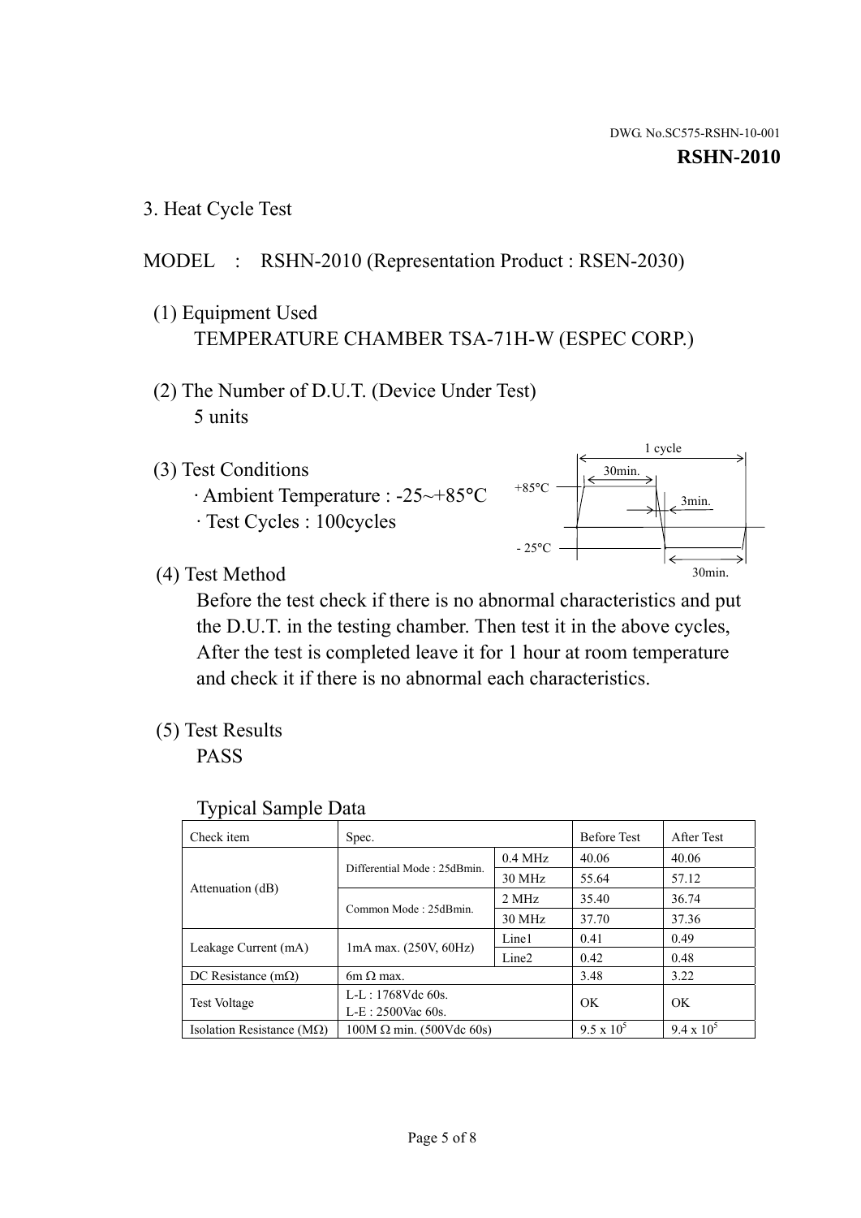DWG. No.SC575-RSHN-10-001

**RSHN-2010**

## 3. Heat Cycle Test

MODEL : RSHN-2010 (Representation Product : RSEN-2030)

(1) Equipment Used
TEMPERATURE CHAMBER TSA-71H-W (ESPEC CORP.)

(2) The Number of D.U.T. (Device Under Test)
5 units

(3) Test Conditions
· Ambient Temperature : -25~+85°C
· Test Cycles : 100cycles

1 cycle
30min.
+85°C
3min.
- 25°C
30min.

(4) Test Method
Before the test check if there is no abnormal characteristics and put the D.U.T. in the testing chamber. Then test it in the above cycles, After the test is completed leave it for 1 hour at room temperature and check it if there is no abnormal each characteristics.

(5) Test Results
PASS

Typical Sample Data

| Check item | Spec. | | Before Test | After Test |
|---|---|---|---|---|
| Attenuation (dB) | Differential Mode : 25dBmin. | 0.4 MHz | 40.06 | 40.06 |
| | | 30 MHz | 55.64 | 57.12 |
| | Common Mode : 25dBmin. | 2 MHz | 35.40 | 36.74 |
| | | 30 MHz | 37.70 | 37.36 |
| Leakage Current (mA) | 1mA max. (250V, 60Hz) | Line1 | 0.41 | 0.49 |
| | | Line2 | 0.42 | 0.48 |
| DC Resistance (mΩ) | 6m Ω max. | | 3.48 | 3.22 |
| Test Voltage | L-L : 1768Vdc 60s.<br>L-E : 2500Vac 60s. | | OK | OK |
| Isolation Resistance (MΩ) | 100M Ω min. (500Vdc 60s) | | $9.5 \times 10^5$ | $9.4 \times 10^5$ |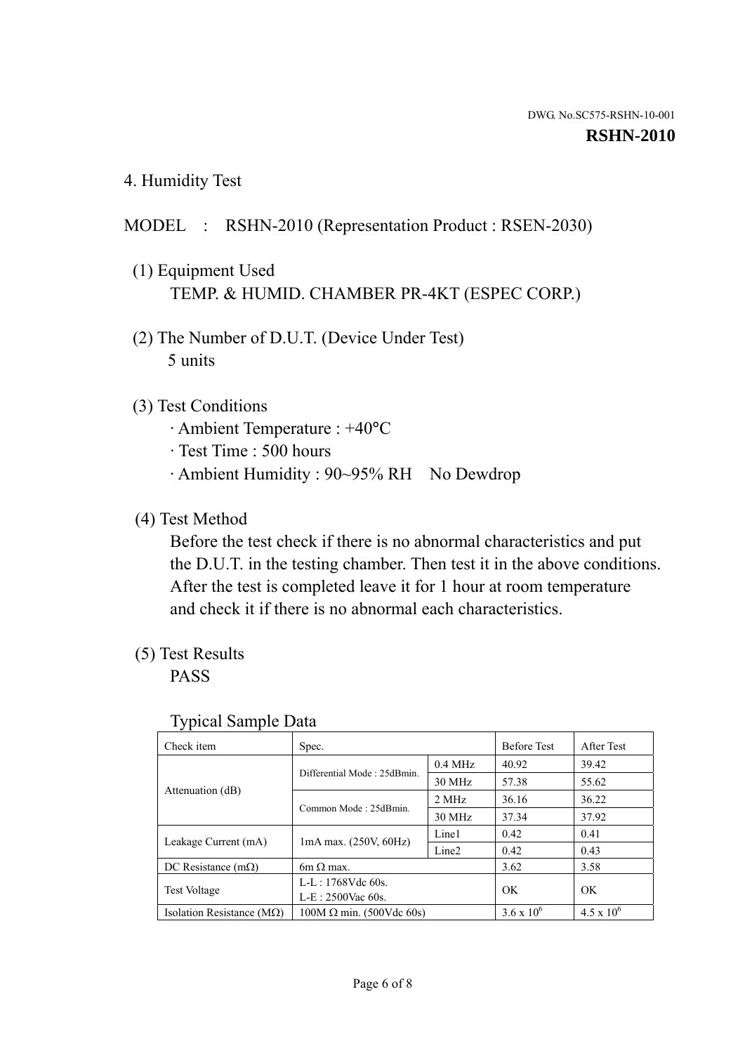DWG. No.SC575-RSHN-10-001

**RSHN-2010**

## 4. Humidity Test

MODEL : RSHN-2010 (Representation Product : RSEN-2030)

(1) Equipment Used

TEMP. & HUMID. CHAMBER PR-4KT (ESPEC CORP.)

(2) The Number of D.U.T. (Device Under Test)

5 units

(3) Test Conditions

· Ambient Temperature : +40°C
· Test Time : 500 hours
· Ambient Humidity : 90~95% RH No Dewdrop

(4) Test Method

Before the test check if there is no abnormal characteristics and put the D.U.T. in the testing chamber. Then test it in the above conditions. After the test is completed leave it for 1 hour at room temperature and check it if there is no abnormal each characteristics.

(5) Test Results

PASS

Typical Sample Data

| Check item | Spec. | | Before Test | After Test |
|---|---|---|---|---|
| Attenuation (dB) | Differential Mode : 25dBmin. | 0.4 MHz | 40.92 | 39.42 |
| | | 30 MHz | 57.38 | 55.62 |
| | Common Mode : 25dBmin. | 2 MHz | 36.16 | 36.22 |
| | | 30 MHz | 37.34 | 37.92 |
| Leakage Current (mA) | 1mA max. (250V, 60Hz) | Line1 | 0.42 | 0.41 |
| | | Line2 | 0.42 | 0.43 |
| DC Resistance (mΩ) | 6m Ω max. | | 3.62 | 3.58 |
| Test Voltage | L-L : 1768Vdc 60s.<br>L-E : 2500Vac 60s. | | OK | OK |
| Isolation Resistance (MΩ) | 100M Ω min. (500Vdc 60s) | | $3.6 \times 10^6$ | $4.5 \times 10^6$ |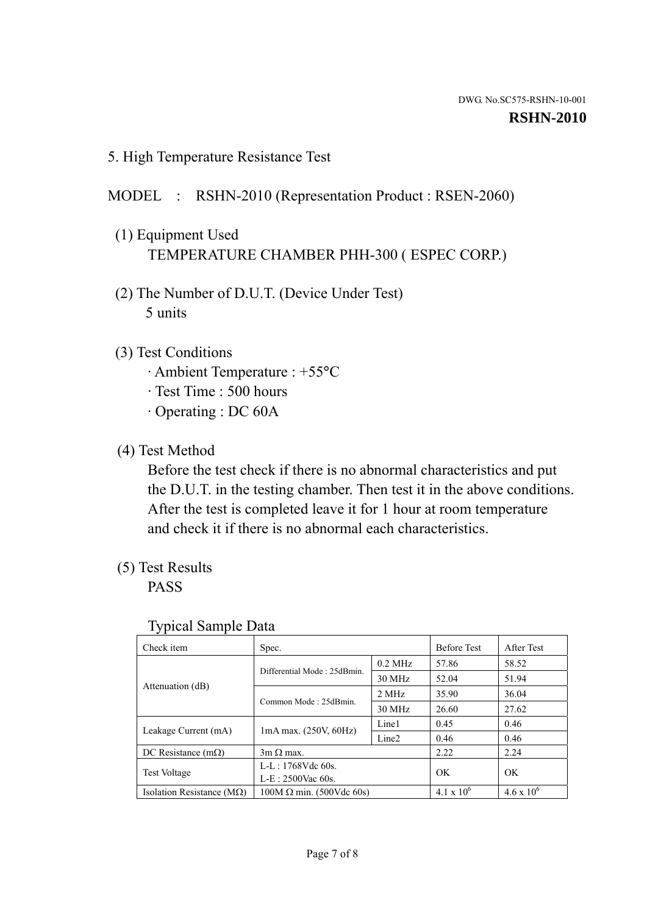DWG. No.SC575-RSHN-10-001

**RSHN-2010**

## 5. High Temperature Resistance Test

MODEL : RSHN-2010 (Representation Product : RSEN-2060)

(1) Equipment Used

TEMPERATURE CHAMBER PHH-300 ( ESPEC CORP.)

(2) The Number of D.U.T. (Device Under Test)

5 units

(3) Test Conditions

· Ambient Temperature : +55°C
· Test Time : 500 hours
· Operating : DC 60A

(4) Test Method

Before the test check if there is no abnormal characteristics and put the D.U.T. in the testing chamber. Then test it in the above conditions. After the test is completed leave it for 1 hour at room temperature and check it if there is no abnormal each characteristics.

(5) Test Results

PASS

Typical Sample Data

| Check item | Spec. | | Before Test | After Test |
|---|---|---|---|---|
| Attenuation (dB) | Differential Mode : 25dBmin. | 0.2 MHz | 57.86 | 58.52 |
| | | 30 MHz | 52.04 | 51.94 |
| | Common Mode : 25dBmin. | 2 MHz | 35.90 | 36.04 |
| | | 30 MHz | 26.60 | 27.62 |
| Leakage Current (mA) | 1mA max. (250V, 60Hz) | Line1 | 0.45 | 0.46 |
| | | Line2 | 0.46 | 0.46 |
| DC Resistance (mΩ) | 3m Ω max. | | 2.22 | 2.24 |
| Test Voltage | L-L : 1768Vdc 60s.<br>L-E : 2500Vac 60s. | | OK | OK |
| Isolation Resistance (MΩ) | 100M Ω min. (500Vdc 60s) | | $4.1 \times 10^6$ | $4.6 \times 10^6$ |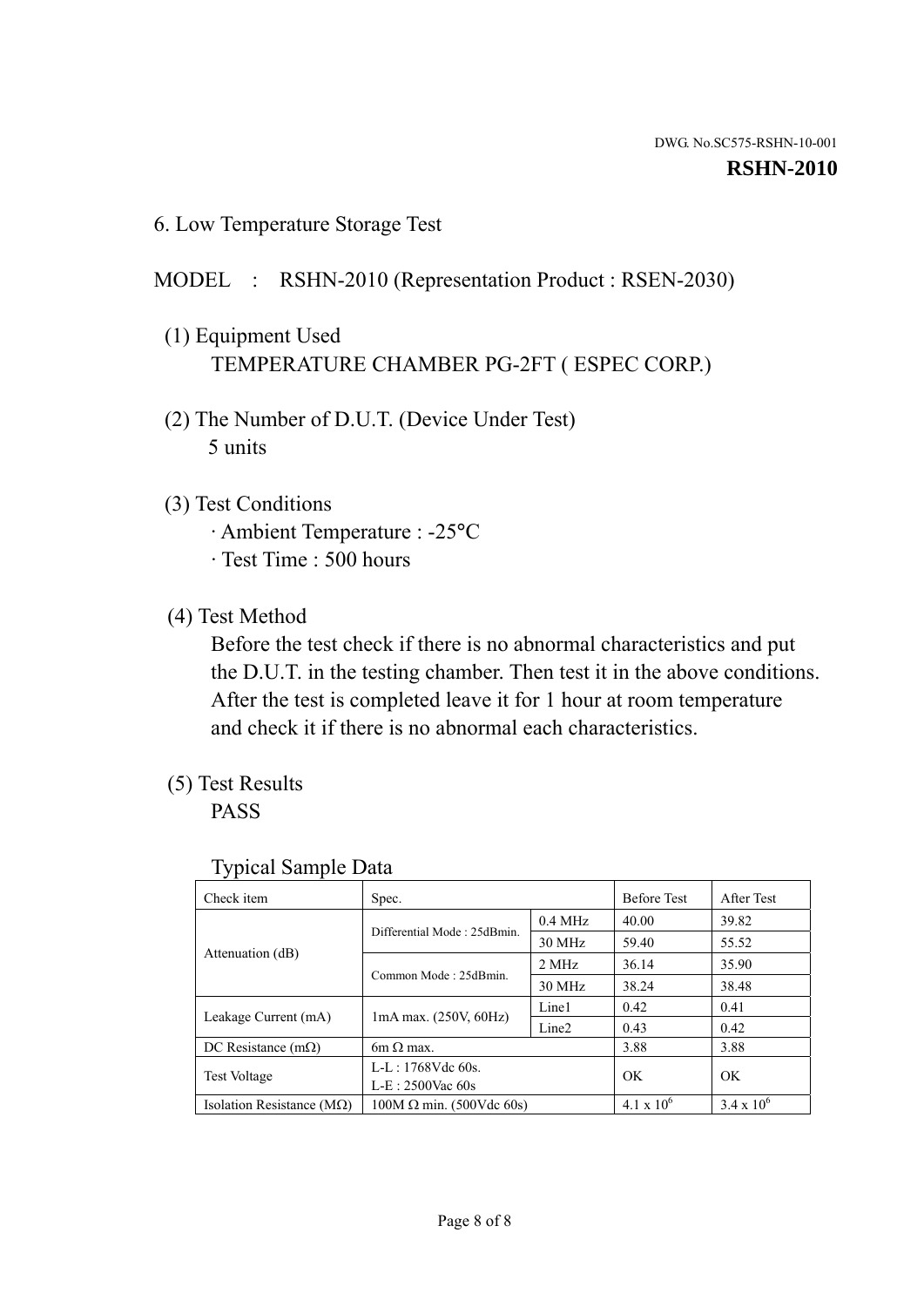DWG. No.SC575-RSHN-10-001

**RSHN-2010**

## 6. Low Temperature Storage Test

MODEL : RSHN-2010 (Representation Product : RSEN-2030)

(1) Equipment Used

TEMPERATURE CHAMBER PG-2FT ( ESPEC CORP.)

(2) The Number of D.U.T. (Device Under Test)

5 units

(3) Test Conditions

· Ambient Temperature : -25°C

· Test Time : 500 hours

(4) Test Method

Before the test check if there is no abnormal characteristics and put the D.U.T. in the testing chamber. Then test it in the above conditions. After the test is completed leave it for 1 hour at room temperature and check it if there is no abnormal each characteristics.

(5) Test Results

PASS

Typical Sample Data

| Check item | Spec. | | Before Test | After Test |
|---|---|---|---|---|
| Attenuation (dB) | Differential Mode : 25dBmin. | 0.4 MHz | 40.00 | 39.82 |
| | | 30 MHz | 59.40 | 55.52 |
| | Common Mode : 25dBmin. | 2 MHz | 36.14 | 35.90 |
| | | 30 MHz | 38.24 | 38.48 |
| Leakage Current (mA) | 1mA max. (250V, 60Hz) | Line1 | 0.42 | 0.41 |
| | | Line2 | 0.43 | 0.42 |
| DC Resistance (mΩ) | 6m Ω max. | | 3.88 | 3.88 |
| Test Voltage | L-L : 1768Vdc 60s.<br>L-E : 2500Vac 60s | | OK | OK |
| Isolation Resistance (MΩ) | 100M Ω min. (500Vdc 60s) | | $4.1 \times 10^6$ | $3.4 \times 10^6$ |